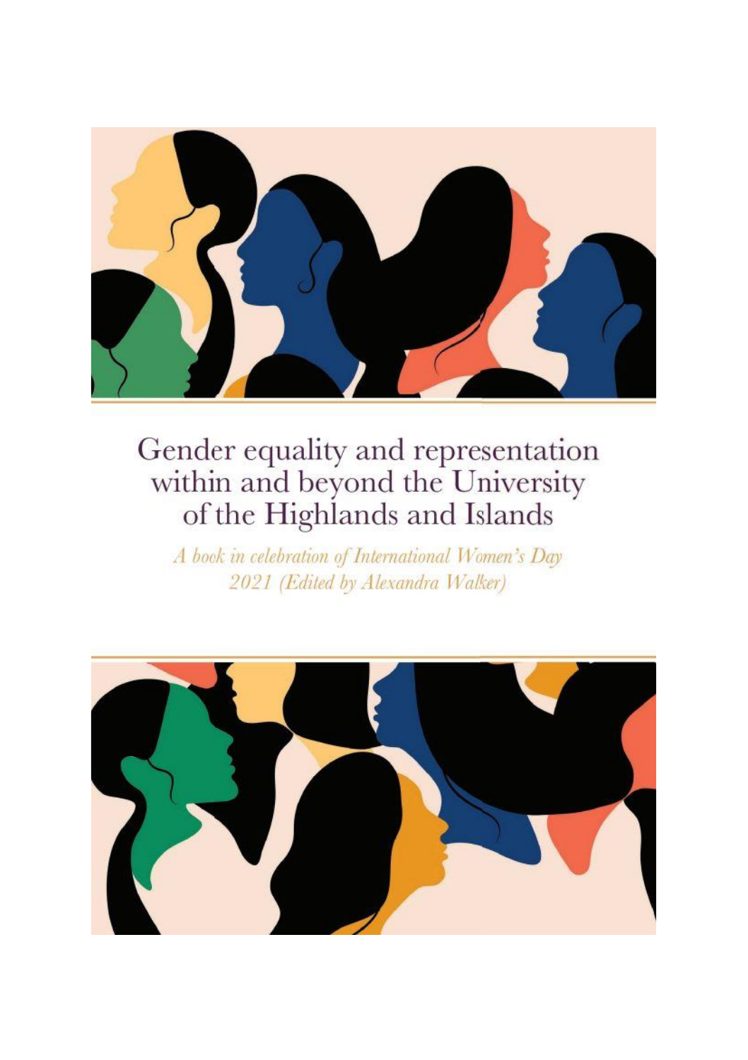# Gender equality and representation within and beyond the University of the Highlands and Islands

*A book in celebration of International Women's Day 2021 (Edited by Alexandra Walker)*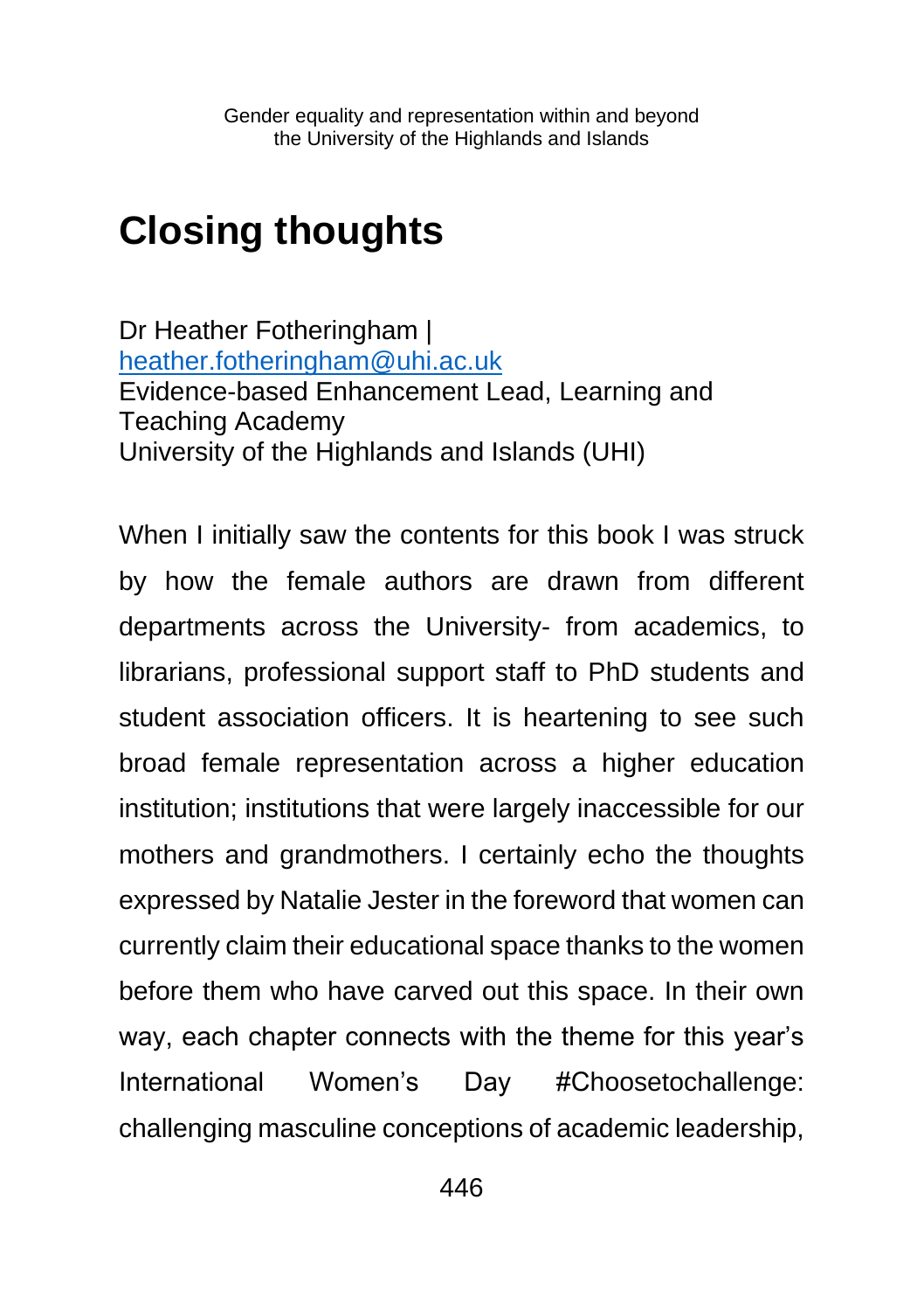# Closing thoughts

Dr Heather Fotheringham |
heather.fotheringham@uhi.ac.uk
Evidence-based Enhancement Lead, Learning and Teaching Academy
University of the Highlands and Islands (UHI)

When I initially saw the contents for this book I was struck by how the female authors are drawn from different departments across the University- from academics, to librarians, professional support staff to PhD students and student association officers. It is heartening to see such broad female representation across a higher education institution; institutions that were largely inaccessible for our mothers and grandmothers. I certainly echo the thoughts expressed by Natalie Jester in the foreword that women can currently claim their educational space thanks to the women before them who have carved out this space. In their own way, each chapter connects with the theme for this year's International Women's Day #Choosetochallenge: challenging masculine conceptions of academic leadership,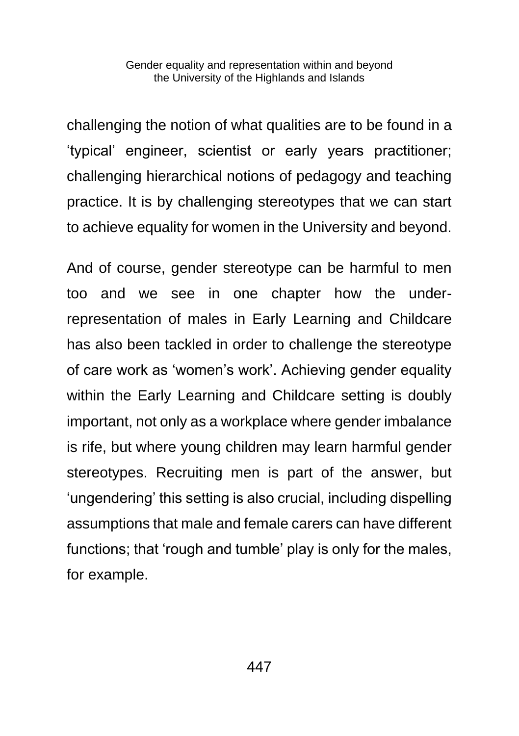challenging the notion of what qualities are to be found in a 'typical' engineer, scientist or early years practitioner; challenging hierarchical notions of pedagogy and teaching practice. It is by challenging stereotypes that we can start to achieve equality for women in the University and beyond.

And of course, gender stereotype can be harmful to men too and we see in one chapter how the under-representation of males in Early Learning and Childcare has also been tackled in order to challenge the stereotype of care work as 'women's work'. Achieving gender equality within the Early Learning and Childcare setting is doubly important, not only as a workplace where gender imbalance is rife, but where young children may learn harmful gender stereotypes. Recruiting men is part of the answer, but 'ungendering' this setting is also crucial, including dispelling assumptions that male and female carers can have different functions; that 'rough and tumble' play is only for the males, for example.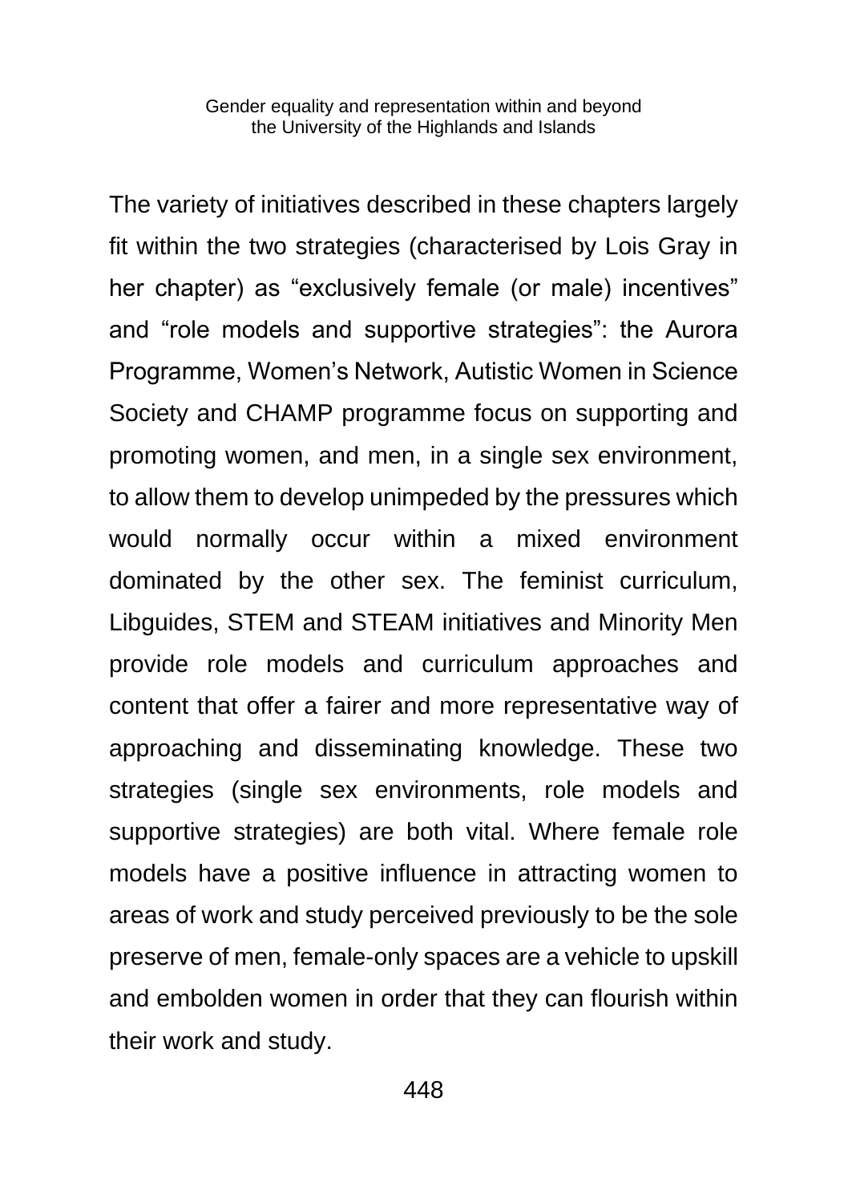The variety of initiatives described in these chapters largely fit within the two strategies (characterised by Lois Gray in her chapter) as "exclusively female (or male) incentives" and "role models and supportive strategies": the Aurora Programme, Women's Network, Autistic Women in Science Society and CHAMP programme focus on supporting and promoting women, and men, in a single sex environment, to allow them to develop unimpeded by the pressures which would normally occur within a mixed environment dominated by the other sex. The feminist curriculum, Libguides, STEM and STEAM initiatives and Minority Men provide role models and curriculum approaches and content that offer a fairer and more representative way of approaching and disseminating knowledge. These two strategies (single sex environments, role models and supportive strategies) are both vital. Where female role models have a positive influence in attracting women to areas of work and study perceived previously to be the sole preserve of men, female-only spaces are a vehicle to upskill and embolden women in order that they can flourish within their work and study.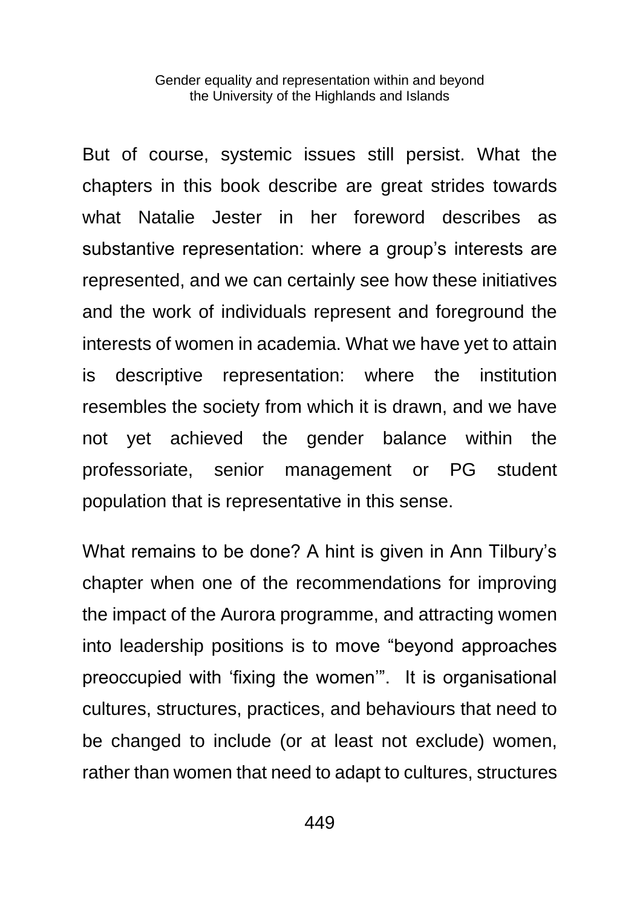But of course, systemic issues still persist. What the chapters in this book describe are great strides towards what Natalie Jester in her foreword describes as substantive representation: where a group's interests are represented, and we can certainly see how these initiatives and the work of individuals represent and foreground the interests of women in academia. What we have yet to attain is descriptive representation: where the institution resembles the society from which it is drawn, and we have not yet achieved the gender balance within the professoriate, senior management or PG student population that is representative in this sense.

What remains to be done? A hint is given in Ann Tilbury's chapter when one of the recommendations for improving the impact of the Aurora programme, and attracting women into leadership positions is to move "beyond approaches preoccupied with 'fixing the women'". It is organisational cultures, structures, practices, and behaviours that need to be changed to include (or at least not exclude) women, rather than women that need to adapt to cultures, structures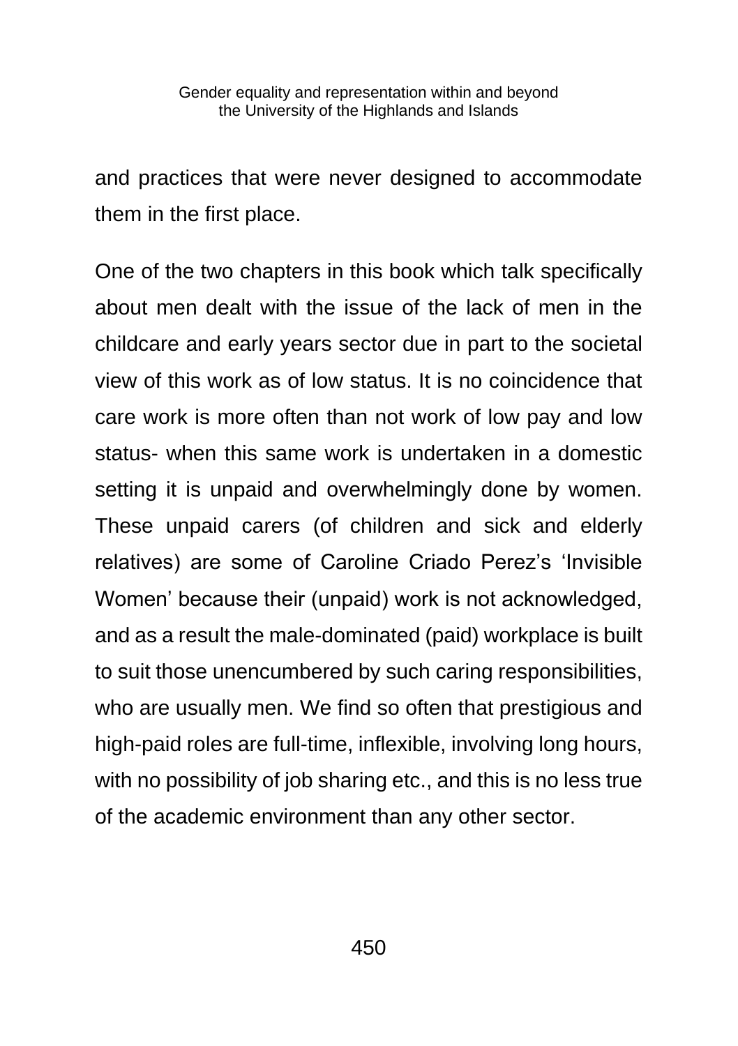and practices that were never designed to accommodate them in the first place.

One of the two chapters in this book which talk specifically about men dealt with the issue of the lack of men in the childcare and early years sector due in part to the societal view of this work as of low status. It is no coincidence that care work is more often than not work of low pay and low status- when this same work is undertaken in a domestic setting it is unpaid and overwhelmingly done by women. These unpaid carers (of children and sick and elderly relatives) are some of Caroline Criado Perez's 'Invisible Women' because their (unpaid) work is not acknowledged, and as a result the male-dominated (paid) workplace is built to suit those unencumbered by such caring responsibilities, who are usually men. We find so often that prestigious and high-paid roles are full-time, inflexible, involving long hours, with no possibility of job sharing etc., and this is no less true of the academic environment than any other sector.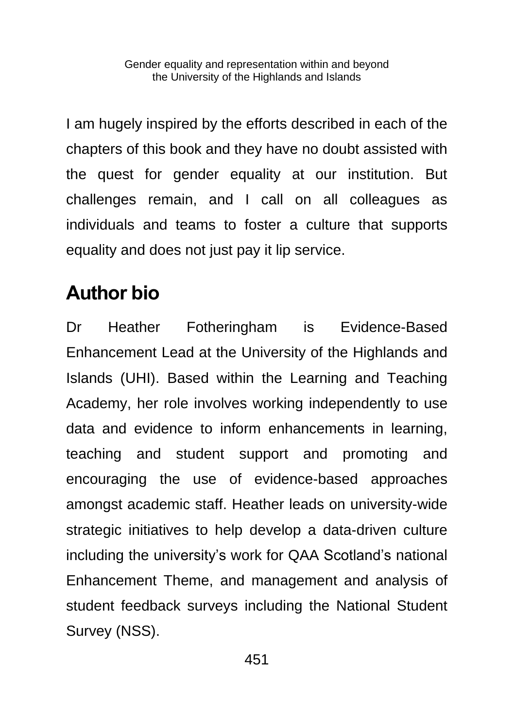I am hugely inspired by the efforts described in each of the chapters of this book and they have no doubt assisted with the quest for gender equality at our institution. But challenges remain, and I call on all colleagues as individuals and teams to foster a culture that supports equality and does not just pay it lip service.

## Author bio

Dr Heather Fotheringham is Evidence-Based Enhancement Lead at the University of the Highlands and Islands (UHI). Based within the Learning and Teaching Academy, her role involves working independently to use data and evidence to inform enhancements in learning, teaching and student support and promoting and encouraging the use of evidence-based approaches amongst academic staff. Heather leads on university-wide strategic initiatives to help develop a data-driven culture including the university's work for QAA Scotland's national Enhancement Theme, and management and analysis of student feedback surveys including the National Student Survey (NSS).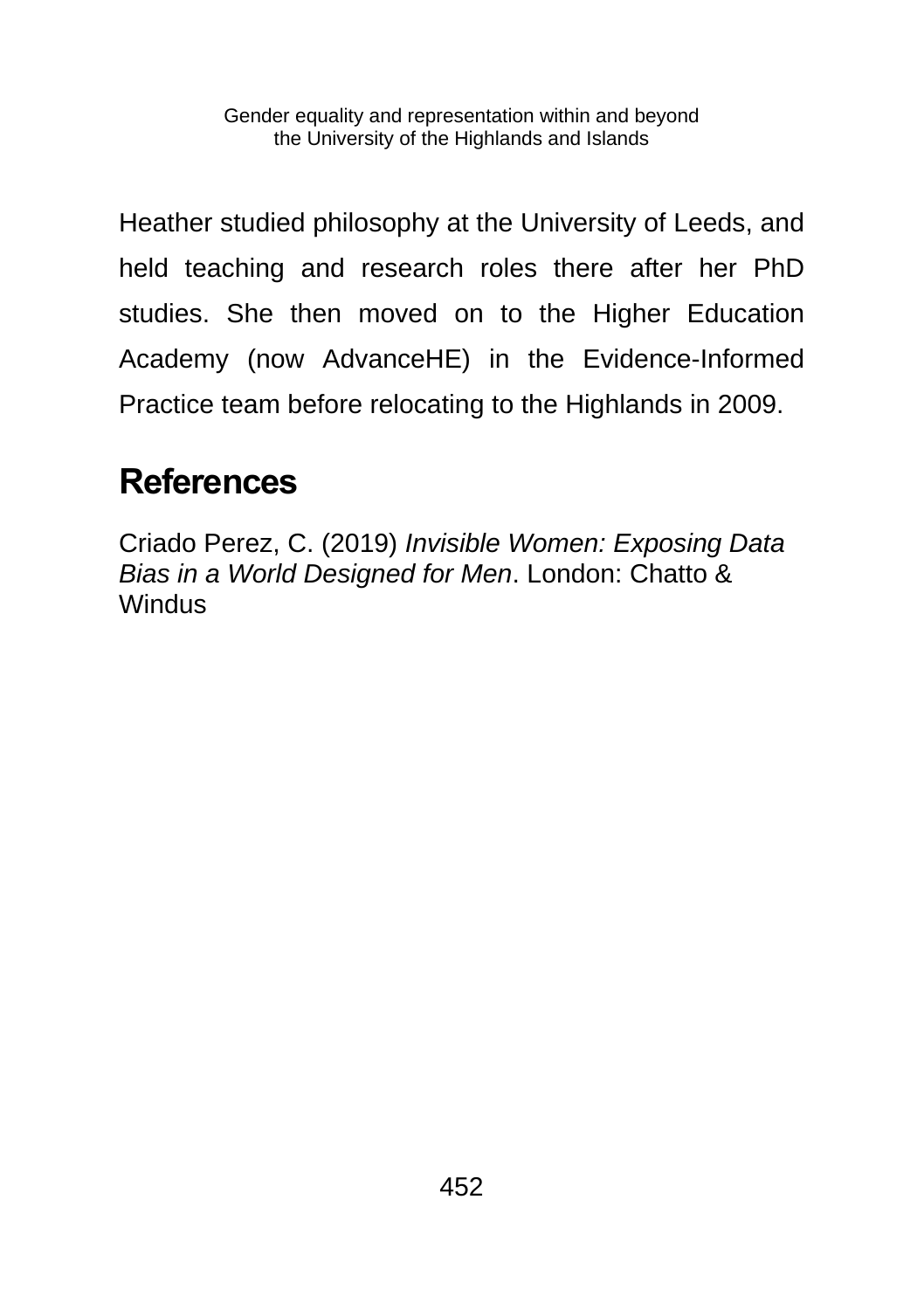Heather studied philosophy at the University of Leeds, and held teaching and research roles there after her PhD studies. She then moved on to the Higher Education Academy (now AdvanceHE) in the Evidence-Informed Practice team before relocating to the Highlands in 2009.

## References

Criado Perez, C. (2019) *Invisible Women: Exposing Data Bias in a World Designed for Men*. London: Chatto & Windus